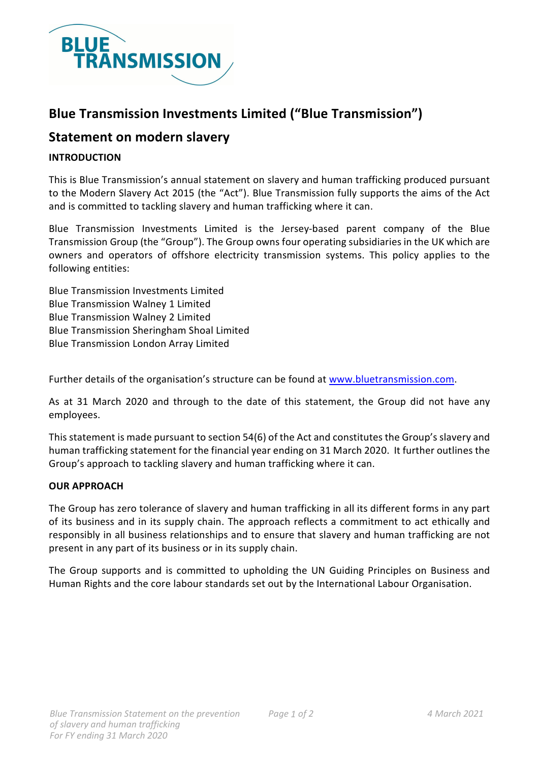# Blue Transmission Investments Limited ("Blue Transmission")

## Statement on modern slavery

**INTRODUCTION**

This is Blue Transmission's annual statement on slavery and human trafficking produced pursuant to the Modern Slavery Act 2015 (the "Act"). Blue Transmission fully supports the aims of the Act and is committed to tackling slavery and human trafficking where it can.

Blue Transmission Investments Limited is the Jersey-based parent company of the Blue Transmission Group (the "Group"). The Group owns four operating subsidiaries in the UK which are owners and operators of offshore electricity transmission systems. This policy applies to the following entities:

Blue Transmission Investments Limited
Blue Transmission Walney 1 Limited
Blue Transmission Walney 2 Limited
Blue Transmission Sheringham Shoal Limited
Blue Transmission London Array Limited

Further details of the organisation's structure can be found at [www.bluetransmission.com](http://www.bluetransmission.com).

As at 31 March 2020 and through to the date of this statement, the Group did not have any employees.

This statement is made pursuant to section 54(6) of the Act and constitutes the Group's slavery and human trafficking statement for the financial year ending on 31 March 2020. It further outlines the Group's approach to tackling slavery and human trafficking where it can.

**OUR APPROACH**

The Group has zero tolerance of slavery and human trafficking in all its different forms in any part of its business and in its supply chain. The approach reflects a commitment to act ethically and responsibly in all business relationships and to ensure that slavery and human trafficking are not present in any part of its business or in its supply chain.

The Group supports and is committed to upholding the UN Guiding Principles on Business and Human Rights and the core labour standards set out by the International Labour Organisation.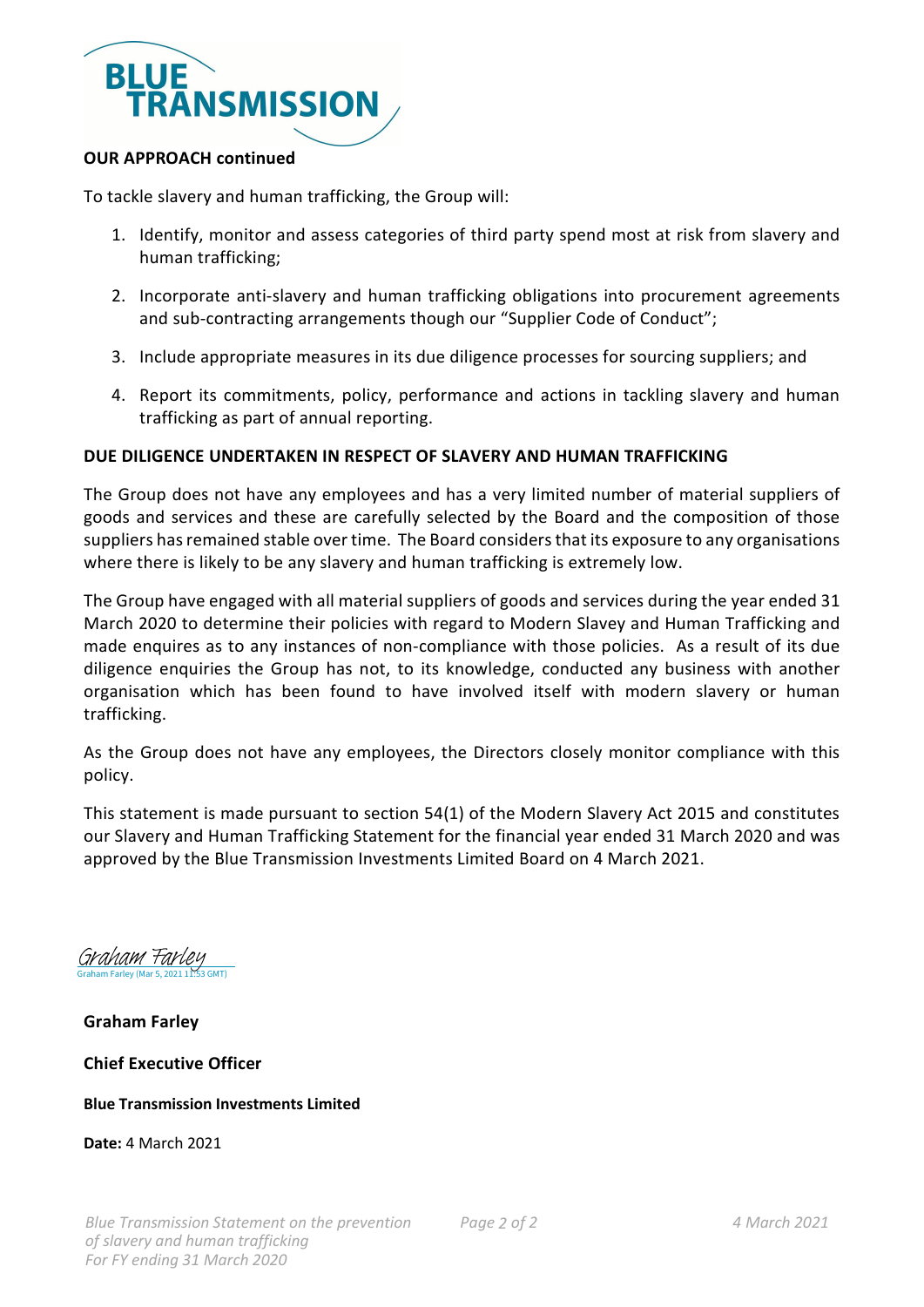## OUR APPROACH continued

To tackle slavery and human trafficking, the Group will:

1. Identify, monitor and assess categories of third party spend most at risk from slavery and human trafficking;
2. Incorporate anti-slavery and human trafficking obligations into procurement agreements and sub-contracting arrangements though our "Supplier Code of Conduct";
3. Include appropriate measures in its due diligence processes for sourcing suppliers; and
4. Report its commitments, policy, performance and actions in tackling slavery and human trafficking as part of annual reporting.

## DUE DILIGENCE UNDERTAKEN IN RESPECT OF SLAVERY AND HUMAN TRAFFICKING

The Group does not have any employees and has a very limited number of material suppliers of goods and services and these are carefully selected by the Board and the composition of those suppliers has remained stable over time. The Board considers that its exposure to any organisations where there is likely to be any slavery and human trafficking is extremely low.

The Group have engaged with all material suppliers of goods and services during the year ended 31 March 2020 to determine their policies with regard to Modern Slavey and Human Trafficking and made enquires as to any instances of non-compliance with those policies. As a result of its due diligence enquiries the Group has not, to its knowledge, conducted any business with another organisation which has been found to have involved itself with modern slavery or human trafficking.

As the Group does not have any employees, the Directors closely monitor compliance with this policy.

This statement is made pursuant to section 54(1) of the Modern Slavery Act 2015 and constitutes our Slavery and Human Trafficking Statement for the financial year ended 31 March 2020 and was approved by the Blue Transmission Investments Limited Board on 4 March 2021.

*Graham Farley*
Graham Farley (Mar 5, 2021 11:53 GMT)

**Graham Farley**

**Chief Executive Officer**

**Blue Transmission Investments Limited**

**Date:** 4 March 2021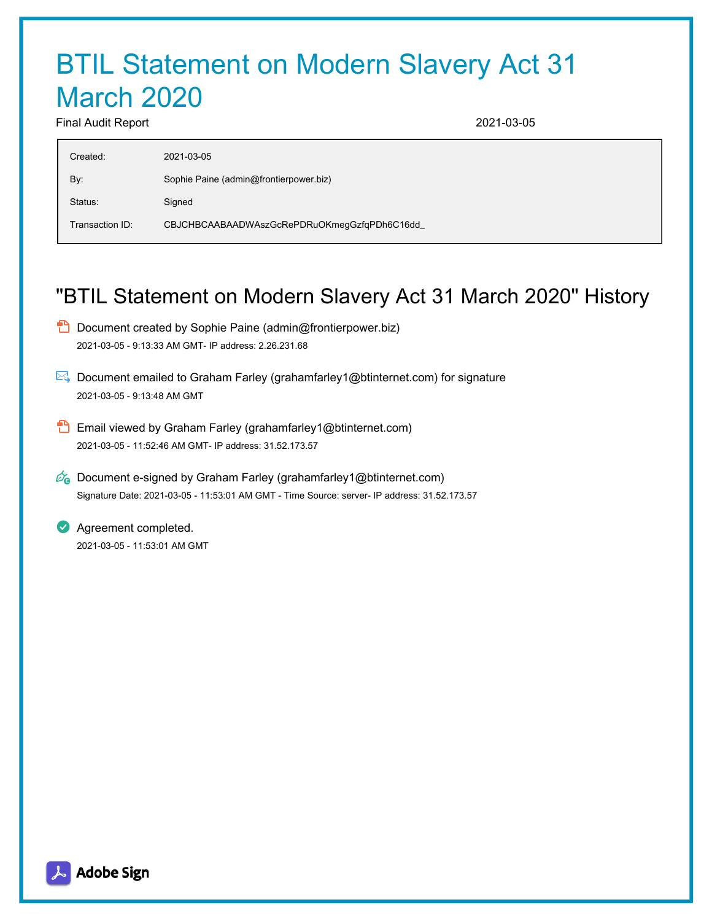# BTIL Statement on Modern Slavery Act 31 March 2020

Final Audit Report 2021-03-05

| | |
|---|---|
| Created: | 2021-03-05 |
| By: | Sophie Paine (admin@frontierpower.biz) |
| Status: | Signed |
| Transaction ID: | CBJCHBCAABAADWAszGcRePDRuOKmegGzfqPDh6C16dd_ |

## "BTIL Statement on Modern Slavery Act 31 March 2020" History

- Document created by Sophie Paine (admin@frontierpower.biz)
  2021-03-05 - 9:13:33 AM GMT- IP address: 2.26.231.68

- Document emailed to Graham Farley (grahamfarley1@btinternet.com) for signature
  2021-03-05 - 9:13:48 AM GMT

- Email viewed by Graham Farley (grahamfarley1@btinternet.com)
  2021-03-05 - 11:52:46 AM GMT- IP address: 31.52.173.57

- Document e-signed by Graham Farley (grahamfarley1@btinternet.com)
  Signature Date: 2021-03-05 - 11:53:01 AM GMT - Time Source: server- IP address: 31.52.173.57

- Agreement completed.
  2021-03-05 - 11:53:01 AM GMT

Adobe Sign